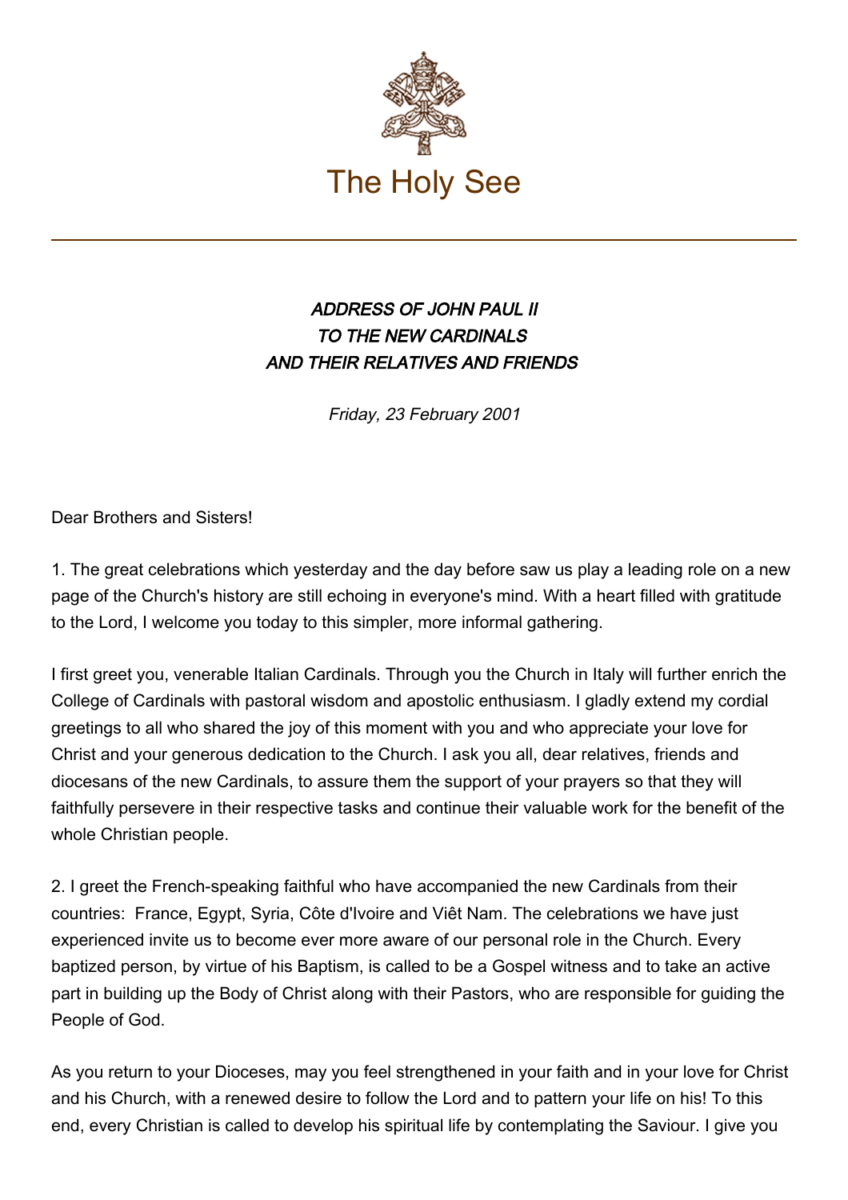The Holy See

***ADDRESS OF JOHN PAUL II***
***TO THE NEW CARDINALS***
***AND THEIR RELATIVES AND FRIENDS***

*Friday, 23 February 2001*

Dear Brothers and Sisters!

1. The great celebrations which yesterday and the day before saw us play a leading role on a new page of the Church's history are still echoing in everyone's mind. With a heart filled with gratitude to the Lord, I welcome you today to this simpler, more informal gathering.

I first greet you, venerable Italian Cardinals. Through you the Church in Italy will further enrich the College of Cardinals with pastoral wisdom and apostolic enthusiasm. I gladly extend my cordial greetings to all who shared the joy of this moment with you and who appreciate your love for Christ and your generous dedication to the Church. I ask you all, dear relatives, friends and diocesans of the new Cardinals, to assure them the support of your prayers so that they will faithfully persevere in their respective tasks and continue their valuable work for the benefit of the whole Christian people.

2. I greet the French-speaking faithful who have accompanied the new Cardinals from their countries: France, Egypt, Syria, Côte d'Ivoire and Viêt Nam. The celebrations we have just experienced invite us to become ever more aware of our personal role in the Church. Every baptized person, by virtue of his Baptism, is called to be a Gospel witness and to take an active part in building up the Body of Christ along with their Pastors, who are responsible for guiding the People of God.

As you return to your Dioceses, may you feel strengthened in your faith and in your love for Christ and his Church, with a renewed desire to follow the Lord and to pattern your life on his! To this end, every Christian is called to develop his spiritual life by contemplating the Saviour. I give you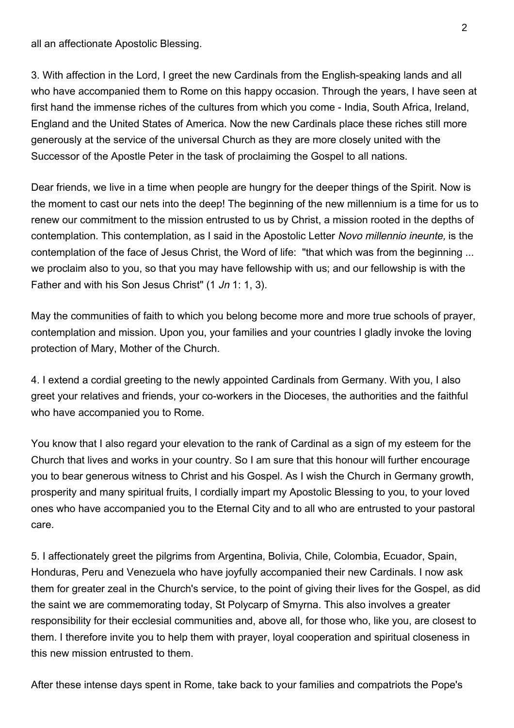all an affectionate Apostolic Blessing.

3. With affection in the Lord, I greet the new Cardinals from the English-speaking lands and all who have accompanied them to Rome on this happy occasion. Through the years, I have seen at first hand the immense riches of the cultures from which you come - India, South Africa, Ireland, England and the United States of America. Now the new Cardinals place these riches still more generously at the service of the universal Church as they are more closely united with the Successor of the Apostle Peter in the task of proclaiming the Gospel to all nations.

Dear friends, we live in a time when people are hungry for the deeper things of the Spirit. Now is the moment to cast our nets into the deep! The beginning of the new millennium is a time for us to renew our commitment to the mission entrusted to us by Christ, a mission rooted in the depths of contemplation. This contemplation, as I said in the Apostolic Letter *Novo millennio ineunte,* is the contemplation of the face of Jesus Christ, the Word of life: "that which was from the beginning ... we proclaim also to you, so that you may have fellowship with us; and our fellowship is with the Father and with his Son Jesus Christ" (1 *Jn* 1: 1, 3).

May the communities of faith to which you belong become more and more true schools of prayer, contemplation and mission. Upon you, your families and your countries I gladly invoke the loving protection of Mary, Mother of the Church.

4. I extend a cordial greeting to the newly appointed Cardinals from Germany. With you, I also greet your relatives and friends, your co-workers in the Dioceses, the authorities and the faithful who have accompanied you to Rome.

You know that I also regard your elevation to the rank of Cardinal as a sign of my esteem for the Church that lives and works in your country. So I am sure that this honour will further encourage you to bear generous witness to Christ and his Gospel. As I wish the Church in Germany growth, prosperity and many spiritual fruits, I cordially impart my Apostolic Blessing to you, to your loved ones who have accompanied you to the Eternal City and to all who are entrusted to your pastoral care.

5. I affectionately greet the pilgrims from Argentina, Bolivia, Chile, Colombia, Ecuador, Spain, Honduras, Peru and Venezuela who have joyfully accompanied their new Cardinals. I now ask them for greater zeal in the Church's service, to the point of giving their lives for the Gospel, as did the saint we are commemorating today, St Polycarp of Smyrna. This also involves a greater responsibility for their ecclesial communities and, above all, for those who, like you, are closest to them. I therefore invite you to help them with prayer, loyal cooperation and spiritual closeness in this new mission entrusted to them.

After these intense days spent in Rome, take back to your families and compatriots the Pope's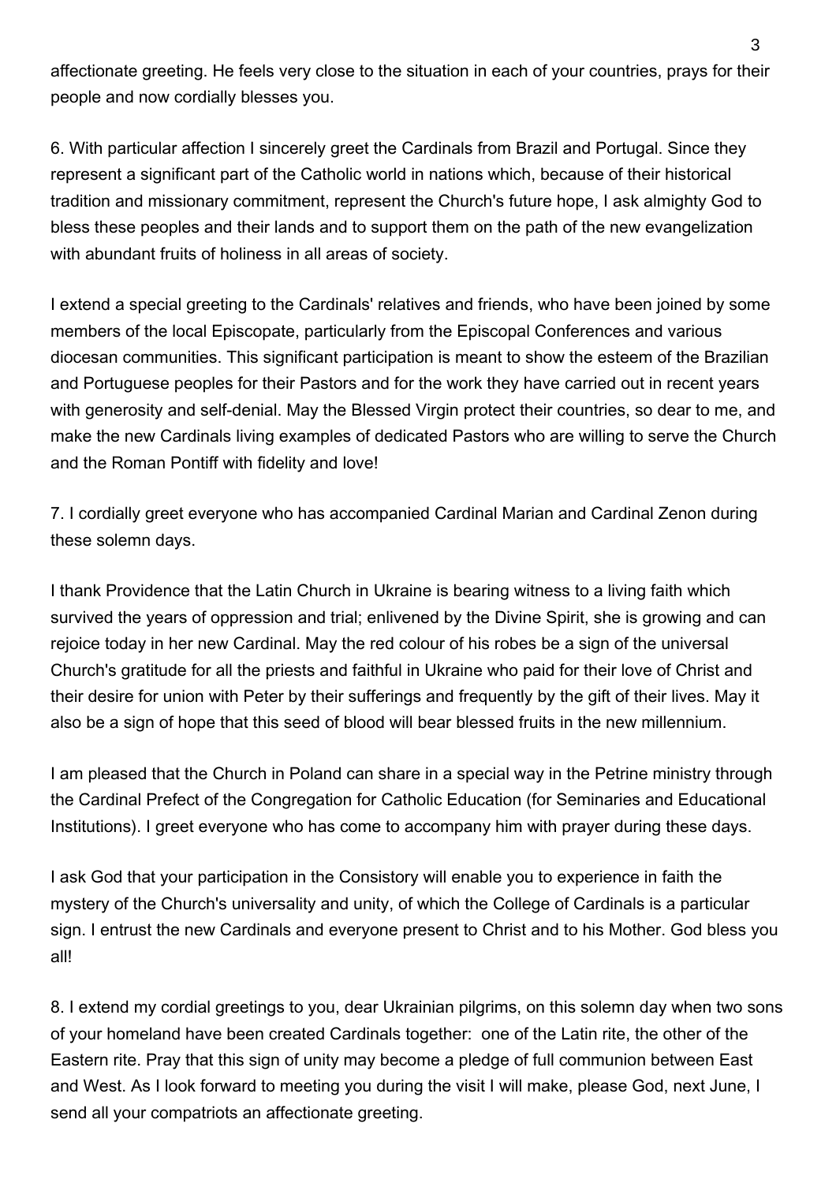affectionate greeting. He feels very close to the situation in each of your countries, prays for their people and now cordially blesses you.

6. With particular affection I sincerely greet the Cardinals from Brazil and Portugal. Since they represent a significant part of the Catholic world in nations which, because of their historical tradition and missionary commitment, represent the Church's future hope, I ask almighty God to bless these peoples and their lands and to support them on the path of the new evangelization with abundant fruits of holiness in all areas of society.

I extend a special greeting to the Cardinals' relatives and friends, who have been joined by some members of the local Episcopate, particularly from the Episcopal Conferences and various diocesan communities. This significant participation is meant to show the esteem of the Brazilian and Portuguese peoples for their Pastors and for the work they have carried out in recent years with generosity and self-denial. May the Blessed Virgin protect their countries, so dear to me, and make the new Cardinals living examples of dedicated Pastors who are willing to serve the Church and the Roman Pontiff with fidelity and love!

7. I cordially greet everyone who has accompanied Cardinal Marian and Cardinal Zenon during these solemn days.

I thank Providence that the Latin Church in Ukraine is bearing witness to a living faith which survived the years of oppression and trial; enlivened by the Divine Spirit, she is growing and can rejoice today in her new Cardinal. May the red colour of his robes be a sign of the universal Church's gratitude for all the priests and faithful in Ukraine who paid for their love of Christ and their desire for union with Peter by their sufferings and frequently by the gift of their lives. May it also be a sign of hope that this seed of blood will bear blessed fruits in the new millennium.

I am pleased that the Church in Poland can share in a special way in the Petrine ministry through the Cardinal Prefect of the Congregation for Catholic Education (for Seminaries and Educational Institutions). I greet everyone who has come to accompany him with prayer during these days.

I ask God that your participation in the Consistory will enable you to experience in faith the mystery of the Church's universality and unity, of which the College of Cardinals is a particular sign. I entrust the new Cardinals and everyone present to Christ and to his Mother. God bless you all!

8. I extend my cordial greetings to you, dear Ukrainian pilgrims, on this solemn day when two sons of your homeland have been created Cardinals together: one of the Latin rite, the other of the Eastern rite. Pray that this sign of unity may become a pledge of full communion between East and West. As I look forward to meeting you during the visit I will make, please God, next June, I send all your compatriots an affectionate greeting.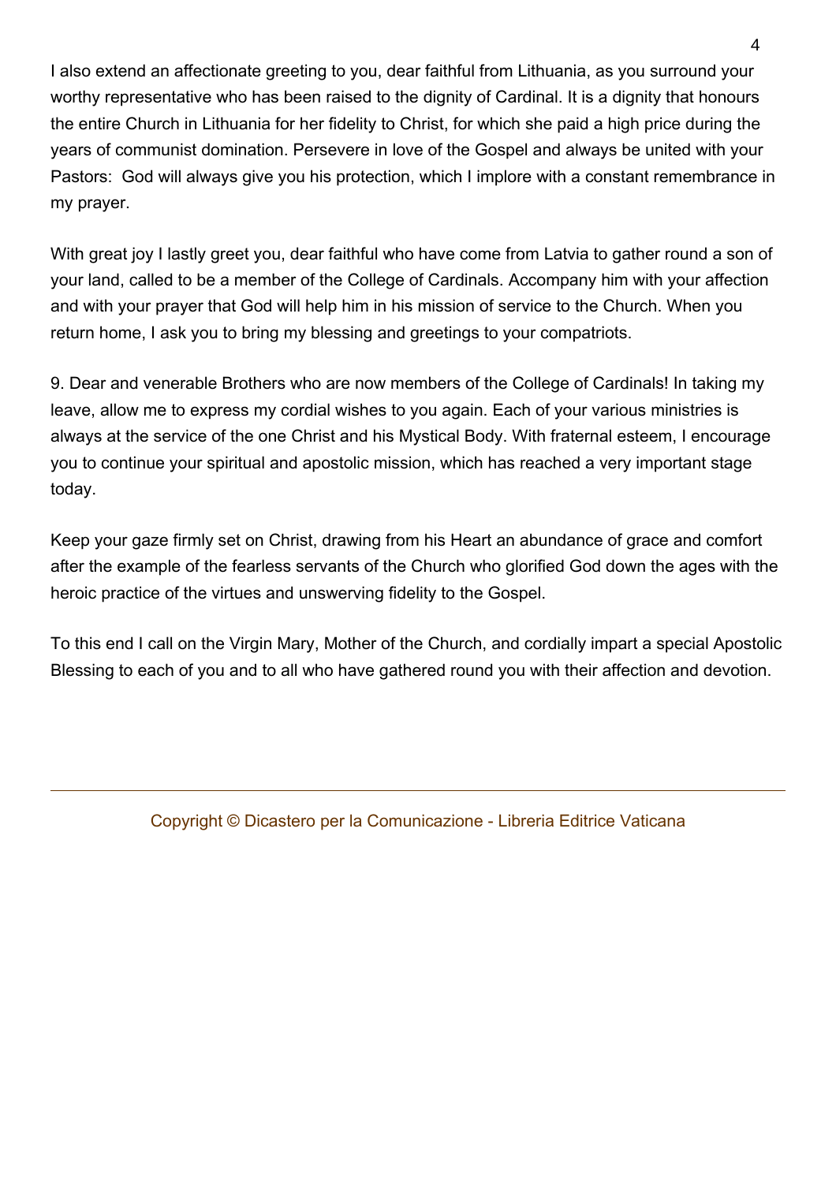I also extend an affectionate greeting to you, dear faithful from Lithuania, as you surround your worthy representative who has been raised to the dignity of Cardinal. It is a dignity that honours the entire Church in Lithuania for her fidelity to Christ, for which she paid a high price during the years of communist domination. Persevere in love of the Gospel and always be united with your Pastors: God will always give you his protection, which I implore with a constant remembrance in my prayer.

With great joy I lastly greet you, dear faithful who have come from Latvia to gather round a son of your land, called to be a member of the College of Cardinals. Accompany him with your affection and with your prayer that God will help him in his mission of service to the Church. When you return home, I ask you to bring my blessing and greetings to your compatriots.

9. Dear and venerable Brothers who are now members of the College of Cardinals! In taking my leave, allow me to express my cordial wishes to you again. Each of your various ministries is always at the service of the one Christ and his Mystical Body. With fraternal esteem, I encourage you to continue your spiritual and apostolic mission, which has reached a very important stage today.

Keep your gaze firmly set on Christ, drawing from his Heart an abundance of grace and comfort after the example of the fearless servants of the Church who glorified God down the ages with the heroic practice of the virtues and unswerving fidelity to the Gospel.

To this end I call on the Virgin Mary, Mother of the Church, and cordially impart a special Apostolic Blessing to each of you and to all who have gathered round you with their affection and devotion.

---

Copyright © Dicastero per la Comunicazione - Libreria Editrice Vaticana